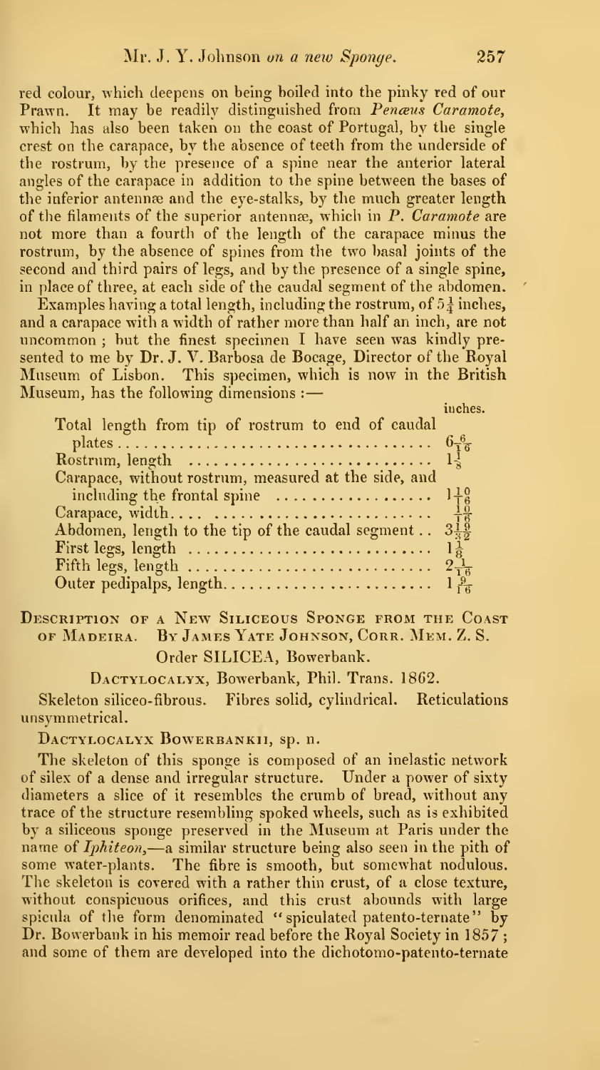red colour, which deepens on being boiled into the pinky red of our Prawn. It may be readily distinguished from *Penæus Caramote*, which has also been taken on the coast of Portugal, by the single crest on the carapace, by the absence of teeth from the underside of the rostrum, by the presence of a spine near the anterior lateral angles of the carapace in addition to the spine between the bases of the inferior antennæ and the eye-stalks, by the much greater length of the filaments of the superior antennæ, which in *P. Caramote* are not more than a fourth of the length of the carapace minus the rostrum, by the absence of spines from the two basal joints of the second and third pairs of legs, and by the presence of a single spine, in place of three, at each side of the caudal segment of the abdomen.

Examples having a total length, including the rostrum, of $5\frac{1}{4}$ inches, and a carapace with a width of rather more than half an inch, are not uncommon; but the finest specimen I have seen was kindly presented to me by Dr. J. V. Barbosa de Bocage, Director of the Royal Museum of Lisbon. This specimen, which is now in the British Museum, has the following dimensions:—

| | inches. |
|---|---|
| Total length from tip of rostrum to end of caudal plates | $6\frac{6}{16}$ |
| Rostrum, length | $1\frac{1}{8}$ |
| Carapace, without rostrum, measured at the side, and including the frontal spine | $1\frac{10}{16}$ |
| Carapace, width | $\frac{10}{16}$ |
| Abdomen, length to the tip of the caudal segment | $3\frac{19}{32}$ |
| First legs, length | $1\frac{1}{8}$ |
| Fifth legs, length | $2\frac{1}{16}$ |
| Outer pedipalps, length | $1\frac{9}{16}$ |

## Description of a New Siliceous Sponge from the Coast of Madeira. By James Yate Johnson, Corr. Mem. Z. S.

Order SILICEA, Bowerbank.

Dactylocalyx, Bowerbank, Phil. Trans. 1862.

Skeleton siliceo-fibrous. Fibres solid, cylindrical. Reticulations unsymmetrical.

Dactylocalyx Bowerbankii, sp. n.

The skeleton of this sponge is composed of an inelastic network of silex of a dense and irregular structure. Under a power of sixty diameters a slice of it resembles the crumb of bread, without any trace of the structure resembling spoked wheels, such as is exhibited by a siliceous sponge preserved in the Museum at Paris under the name of *Iphiteon*,—a similar structure being also seen in the pith of some water-plants. The fibre is smooth, but somewhat nodulous. The skeleton is covered with a rather thin crust, of a close texture, without conspicuous orifices, and this crust abounds with large spicula of the form denominated "spiculated patento-ternate" by Dr. Bowerbank in his memoir read before the Royal Society in 1857; and some of them are developed into the dichotomo-patento-ternate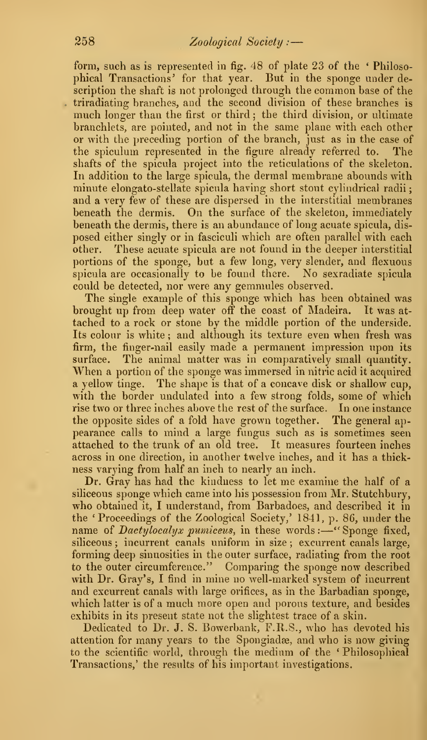form, such as is represented in fig. 48 of plate 23 of the 'Philosophical Transactions' for that year. But in the sponge under description the shaft is not prolonged through the common base of the triradiating branches, and the second division of these branches is much longer than the first or third; the third division, or ultimate branchlets, are pointed, and not in the same plane with each other or with the preceding portion of the branch, just as in the case of the spiculum represented in the figure already referred to. The shafts of the spicula project into the reticulations of the skeleton. In addition to the large spicula, the dermal membrane abounds with minute elongato-stellate spicula having short stout cylindrical radii; and a very few of these are dispersed in the interstitial membranes beneath the dermis. On the surface of the skeleton, immediately beneath the dermis, there is an abundance of long acuate spicula, disposed either singly or in fasciculi which are often parallel with each other. These acuate spicula are not found in the deeper interstitial portions of the sponge, but a few long, very slender, and flexuous spicula are occasionally to be found there. No sexradiate spicula could be detected, nor were any gemmules observed.

The single example of this sponge which has been obtained was brought up from deep water off the coast of Madeira. It was attached to a rock or stone by the middle portion of the underside. Its colour is white; and although its texture even when fresh was firm, the finger-nail easily made a permanent impression upon its surface. The animal matter was in comparatively small quantity. When a portion of the sponge was immersed in nitric acid it acquired a yellow tinge. The shape is that of a concave disk or shallow cup, with the border undulated into a few strong folds, some of which rise two or three inches above the rest of the surface. In one instance the opposite sides of a fold have grown together. The general appearance calls to mind a large fungus such as is sometimes seen attached to the trunk of an old tree. It measures fourteen inches across in one direction, in another twelve inches, and it has a thickness varying from half an inch to nearly an inch.

Dr. Gray has had the kindness to let me examine the half of a siliceous sponge which came into his possession from Mr. Stutchbury, who obtained it, I understand, from Barbadoes, and described it in the 'Proceedings of the Zoological Society,' 1841, p. 86, under the name of *Dactylocalyx pumiceus*, in these words:—"Sponge fixed, siliceous; incurrent canals uniform in size; excurrent canals large, forming deep sinuosities in the outer surface, radiating from the root to the outer circumference." Comparing the sponge now described with Dr. Gray's, I find in mine no well-marked system of incurrent and excurrent canals with large orifices, as in the Barbadian sponge, which latter is of a much more open and porous texture, and besides exhibits in its present state not the slightest trace of a skin.

Dedicated to Dr. J. S. Bowerbank, F.R.S., who has devoted his attention for many years to the Spongiadæ, and who is now giving to the scientific world, through the medium of the 'Philosophical Transactions,' the results of his important investigations.